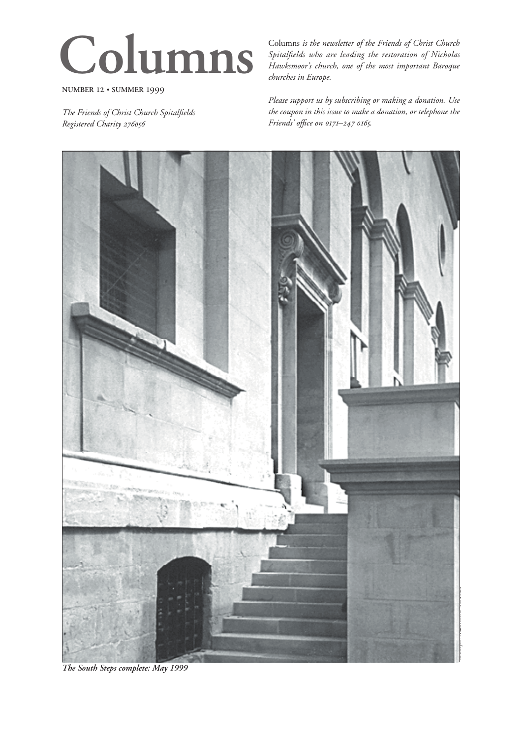# Columns

NUMBER 12 • SUMMER 1999

*The Friends of Christ Church Spitalfields*
*Registered Charity 276056*

Columns *is the newsletter of the Friends of Christ Church Spitalfields who are leading the restoration of Nicholas Hawksmoor's church, one of the most important Baroque churches in Europe.*

*Please support us by subscribing or making a donation. Use the coupon in this issue to make a donation, or telephone the Friends' office on 0171–247 0165.*

***The South Steps complete: May 1999***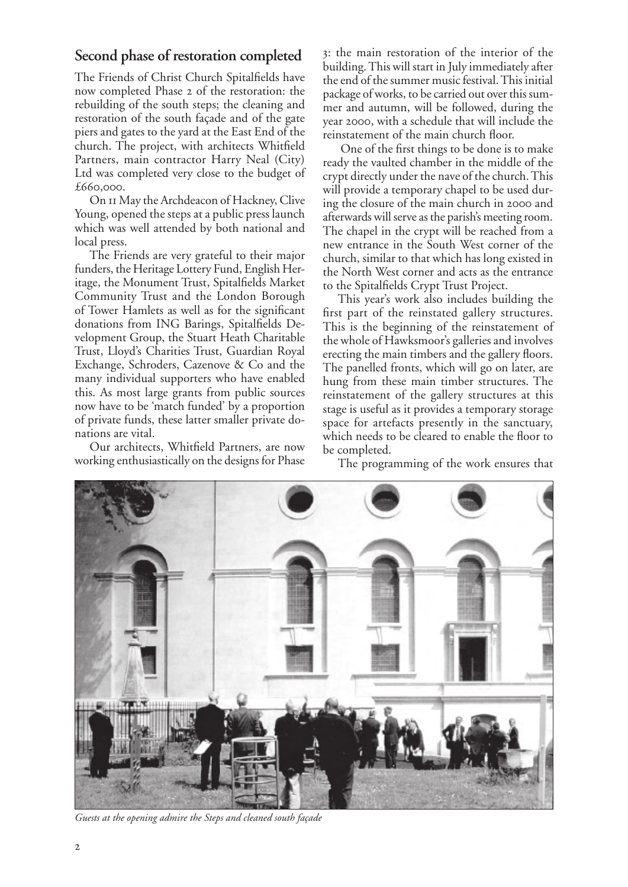## Second phase of restoration completed

The Friends of Christ Church Spitalfields have now completed Phase 2 of the restoration: the rebuilding of the south steps; the cleaning and restoration of the south façade and of the gate piers and gates to the yard at the East End of the church. The project, with architects Whitfield Partners, main contractor Harry Neal (City) Ltd was completed very close to the budget of £660,000.

On 11 May the Archdeacon of Hackney, Clive Young, opened the steps at a public press launch which was well attended by both national and local press.

The Friends are very grateful to their major funders, the Heritage Lottery Fund, English Heritage, the Monument Trust, Spitalfields Market Community Trust and the London Borough of Tower Hamlets as well as for the significant donations from ING Barings, Spitalfields Development Group, the Stuart Heath Charitable Trust, Lloyd's Charities Trust, Guardian Royal Exchange, Schroders, Cazenove & Co and the many individual supporters who have enabled this. As most large grants from public sources now have to be 'match funded' by a proportion of private funds, these latter smaller private donations are vital.

Our architects, Whitfield Partners, are now working enthusiastically on the designs for Phase 3: the main restoration of the interior of the building. This will start in July immediately after the end of the summer music festival. This initial package of works, to be carried out over this summer and autumn, will be followed, during the year 2000, with a schedule that will include the reinstatement of the main church floor.

One of the first things to be done is to make ready the vaulted chamber in the middle of the crypt directly under the nave of the church. This will provide a temporary chapel to be used during the closure of the main church in 2000 and afterwards will serve as the parish's meeting room. The chapel in the crypt will be reached from a new entrance in the South West corner of the church, similar to that which has long existed in the North West corner and acts as the entrance to the Spitalfields Crypt Trust Project.

This year's work also includes building the first part of the reinstated gallery structures. This is the beginning of the reinstatement of the whole of Hawksmoor's galleries and involves erecting the main timbers and the gallery floors. The panelled fronts, which will go on later, are hung from these main timber structures. The reinstatement of the gallery structures at this stage is useful as it provides a temporary storage space for artefacts presently in the sanctuary, which needs to be cleared to enable the floor to be completed.

The programming of the work ensures that

*Guests at the opening admire the Steps and cleaned south façade*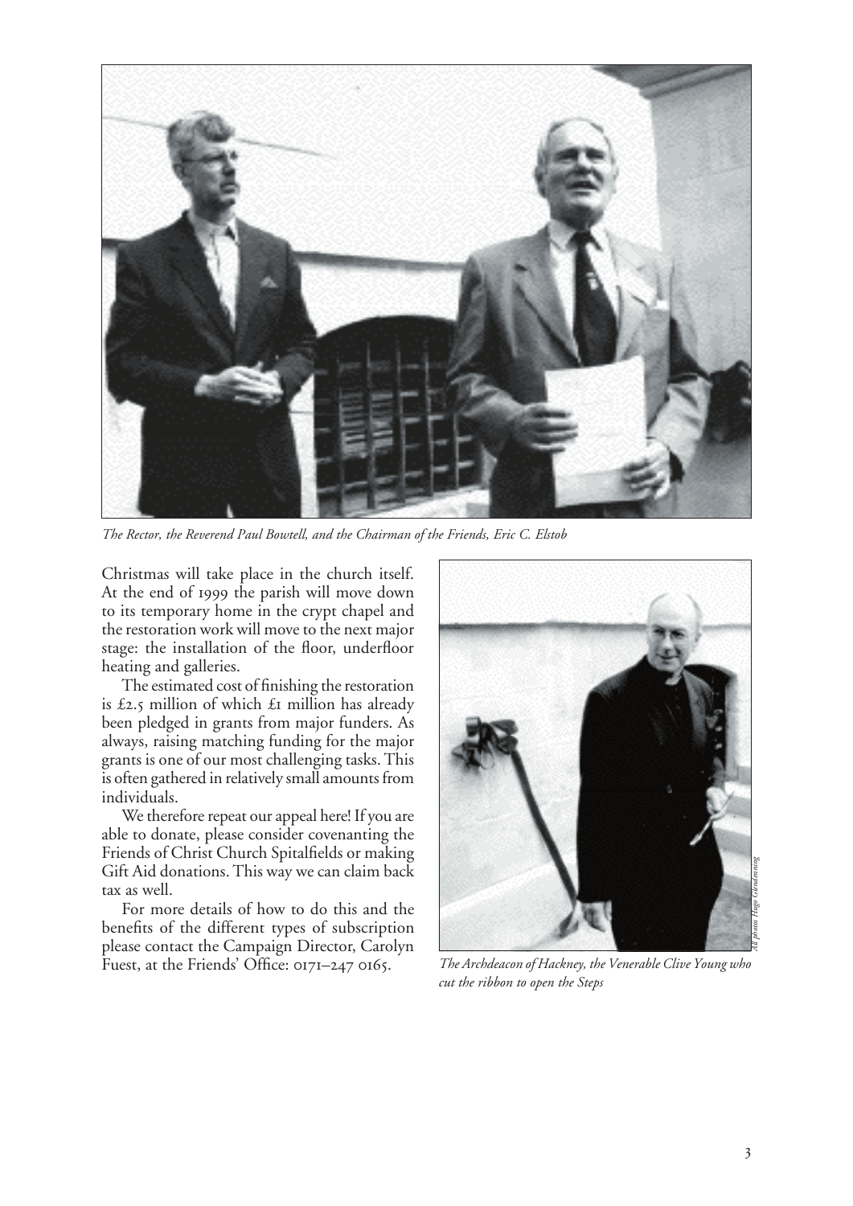The Rector, the Reverend Paul Bowtell, and the Chairman of the Friends, Eric C. Elstob

Christmas will take place in the church itself. At the end of 1999 the parish will move down to its temporary home in the crypt chapel and the restoration work will move to the next major stage: the installation of the floor, underfloor heating and galleries.

The estimated cost of finishing the restoration is £2.5 million of which £1 million has already been pledged in grants from major funders. As always, raising matching funding for the major grants is one of our most challenging tasks. This is often gathered in relatively small amounts from individuals.

We therefore repeat our appeal here! If you are able to donate, please consider covenanting the Friends of Christ Church Spitalfields or making Gift Aid donations. This way we can claim back tax as well.

For more details of how to do this and the benefits of the different types of subscription please contact the Campaign Director, Carolyn Fuest, at the Friends' Office: 0171–247 0165.

All photos Hugo Glendinning

The Archdeacon of Hackney, the Venerable Clive Young who cut the ribbon to open the Steps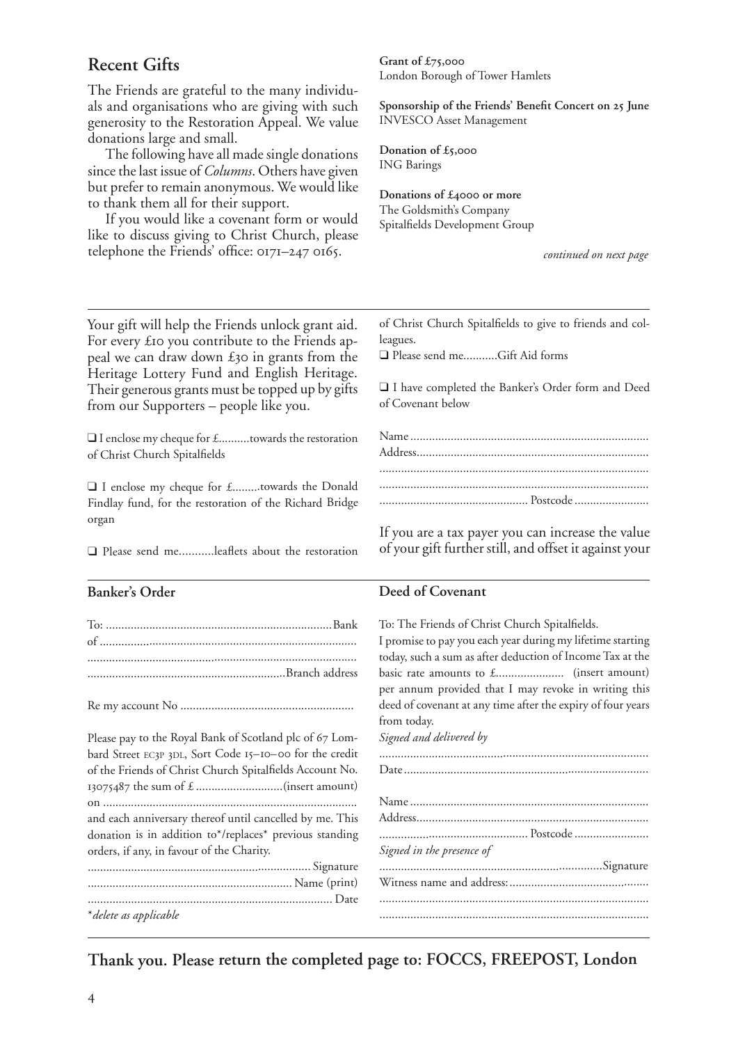## Recent Gifts

The Friends are grateful to the many individuals and organisations who are giving with such generosity to the Restoration Appeal. We value donations large and small.

The following have all made single donations since the last issue of *Columns*. Others have given but prefer to remain anonymous. We would like to thank them all for their support.

If you would like a covenant form or would like to discuss giving to Christ Church, please telephone the Friends' office: 0171–247 0165.

**Grant of £75,000**
London Borough of Tower Hamlets

**Sponsorship of the Friends' Benefit Concert on 25 June**
INVESCO Asset Management

**Donation of £5,000**
ING Barings

**Donations of £4000 or more**
The Goldsmith's Company
Spitalfields Development Group

*continued on next page*

---

Your gift will help the Friends unlock grant aid. For every £10 you contribute to the Friends appeal we can draw down £30 in grants from the Heritage Lottery Fund and English Heritage. Their generous grants must be topped up by gifts from our Supporters – people like you.

❑ I enclose my cheque for £..........towards the restoration of Christ Church Spitalfields

❑ I enclose my cheque for £.........towards the Donald Findlay fund, for the restoration of the Richard Bridge organ

❑ Please send me...........leaflets about the restoration of Christ Church Spitalfields to give to friends and colleagues.

❑ Please send me...........Gift Aid forms

❑ I have completed the Banker's Order form and Deed of Covenant below

Name ............................................................................
Address...........................................................................
.....................................................................................
.....................................................................................
................................................ Postcode ........................

If you are a tax payer you can increase the value of your gift further still, and offset it against your

---

### Banker's Order

To: ........................................................................Bank
of ..................................................................................
.....................................................................................
..............................................................Branch address

Re my account No .......................................................

Please pay to the Royal Bank of Scotland plc of 67 Lombard Street EC3P 3DL, Sort Code 15–10–00 for the credit of the Friends of Christ Church Spitalfields Account No. 13075487 the sum of £ ............................(insert amount)
on .................................................................................
and each anniversary thereof until cancelled by me. This donation is in addition to*/replaces* previous standing orders, if any, in favour of the Charity.

...................................................................... Signature
................................................................. Name (print)
.............................................................................. Date

*\*delete as applicable*

### Deed of Covenant

To: The Friends of Christ Church Spitalfields.
I promise to pay you each year during my lifetime starting today, such a sum as after deduction of Income Tax at the basic rate amounts to £...................... (insert amount) per annum provided that I may revoke in writing this deed of covenant at any time after the expiry of four years from today.

*Signed and delivered by*

.....................................................................................
Date ..............................................................................

Name ............................................................................
Address...........................................................................
................................................ Postcode ........................

*Signed in the presence of*

.......................................................................Signature
Witness name and address: .............................................
.....................................................................................
.....................................................................................

---

**Thank you. Please return the completed page to: FOCCS, FREEPOST, London**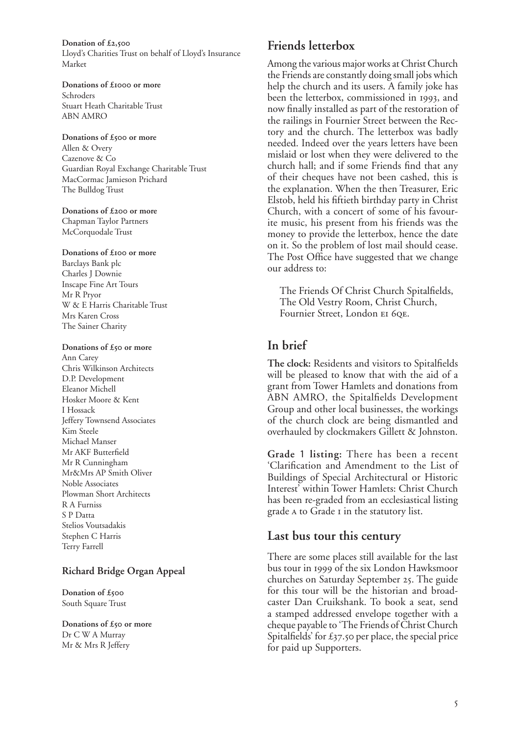**Donation of £2,500**
Lloyd's Charities Trust on behalf of Lloyd's Insurance Market

**Donations of £1000 or more**
Schroders
Stuart Heath Charitable Trust
ABN AMRO

**Donations of £500 or more**
Allen & Overy
Cazenove & Co
Guardian Royal Exchange Charitable Trust
MacCormac Jamieson Prichard
The Bulldog Trust

**Donations of £200 or more**
Chapman Taylor Partners
McCorquodale Trust

**Donations of £100 or more**
Barclays Bank plc
Charles J Downie
Inscape Fine Art Tours
Mr R Pryor
W & E Harris Charitable Trust
Mrs Karen Cross
The Sainer Charity

**Donations of £50 or more**
Ann Carey
Chris Wilkinson Architects
D.P. Development
Eleanor Michell
Hosker Moore & Kent
I Hossack
Jeffery Townsend Associates
Kim Steele
Michael Manser
Mr AKF Butterfield
Mr R Cunningham
Mr&Mrs AP Smith Oliver
Noble Associates
Plowman Short Architects
R A Furniss
S P Datta
Stelios Voutsadakis
Stephen C Harris
Terry Farrell

### Richard Bridge Organ Appeal

**Donation of £500**
South Square Trust

**Donations of £50 or more**
Dr C W A Murray
Mr & Mrs R Jeffery

## Friends letterbox

Among the various major works at Christ Church the Friends are constantly doing small jobs which help the church and its users. A family joke has been the letterbox, commissioned in 1993, and now finally installed as part of the restoration of the railings in Fournier Street between the Rectory and the church. The letterbox was badly needed. Indeed over the years letters have been mislaid or lost when they were delivered to the church hall; and if some Friends find that any of their cheques have not been cashed, this is the explanation. When the then Treasurer, Eric Elstob, held his fiftieth birthday party in Christ Church, with a concert of some of his favourite music, his present from his friends was the money to provide the letterbox, hence the date on it. So the problem of lost mail should cease. The Post Office have suggested that we change our address to:

> The Friends Of Christ Church Spitalfields,
> The Old Vestry Room, Christ Church,
> Fournier Street, London E1 6QE.

## In brief

**The clock:** Residents and visitors to Spitalfields will be pleased to know that with the aid of a grant from Tower Hamlets and donations from ABN AMRO, the Spitalfields Development Group and other local businesses, the workings of the church clock are being dismantled and overhauled by clockmakers Gillett & Johnston.

**Grade 1 listing:** There has been a recent 'Clarification and Amendment to the List of Buildings of Special Architectural or Historic Interest' within Tower Hamlets: Christ Church has been re-graded from an ecclesiastical listing grade A to Grade I in the statutory list.

## Last bus tour this century

There are some places still available for the last bus tour in 1999 of the six London Hawksmoor churches on Saturday September 25. The guide for this tour will be the historian and broadcaster Dan Cruikshank. To book a seat, send a stamped addressed envelope together with a cheque payable to 'The Friends of Christ Church Spitalfields' for £37.50 per place, the special price for paid up Supporters.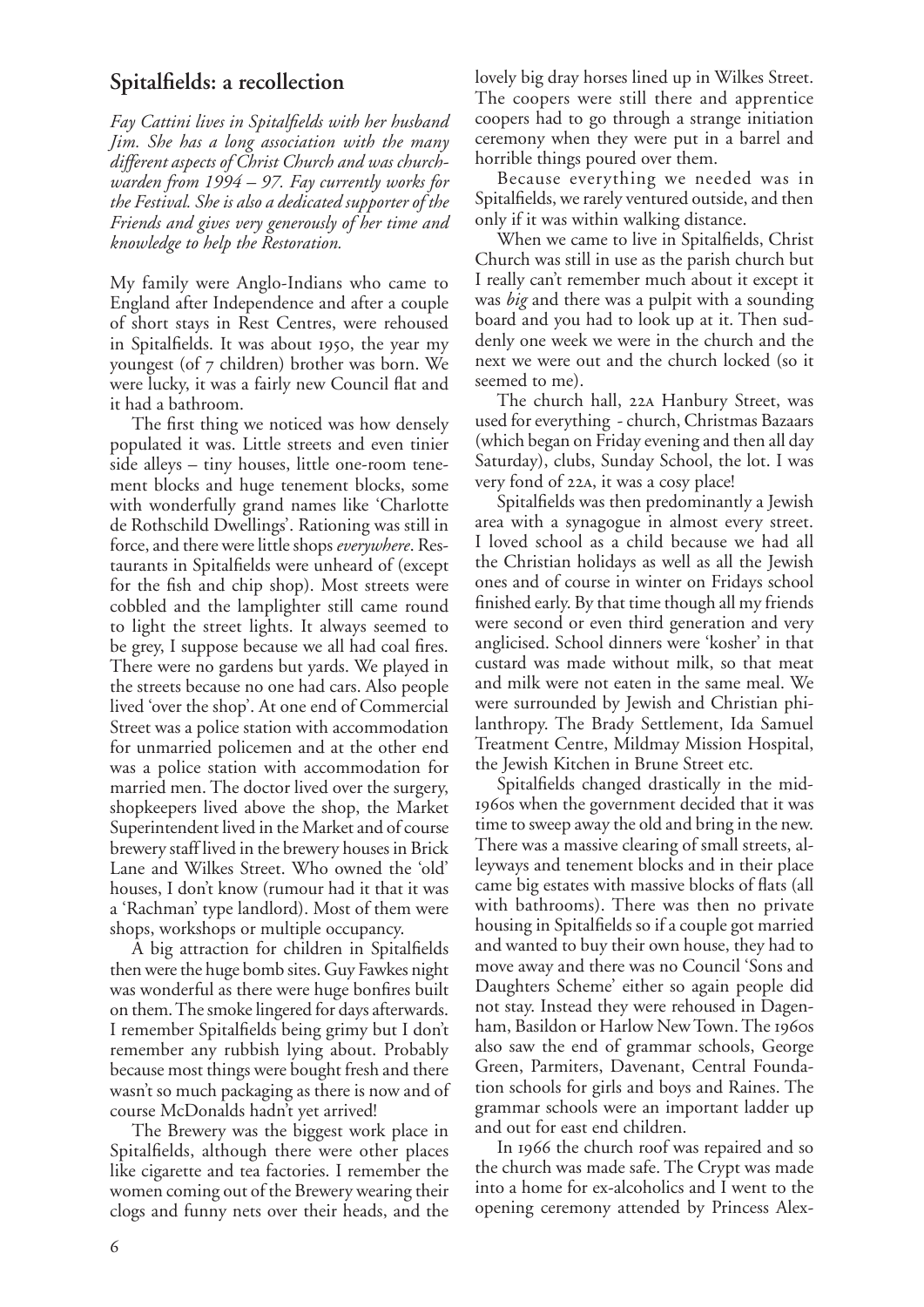## Spitalfields: a recollection

*Fay Cattini lives in Spitalfields with her husband Jim. She has a long association with the many different aspects of Christ Church and was churchwarden from 1994 – 97. Fay currently works for the Festival. She is also a dedicated supporter of the Friends and gives very generously of her time and knowledge to help the Restoration.*

My family were Anglo-Indians who came to England after Independence and after a couple of short stays in Rest Centres, were rehoused in Spitalfields. It was about 1950, the year my youngest (of 7 children) brother was born. We were lucky, it was a fairly new Council flat and it had a bathroom.

The first thing we noticed was how densely populated it was. Little streets and even tinier side alleys – tiny houses, little one-room tenement blocks and huge tenement blocks, some with wonderfully grand names like 'Charlotte de Rothschild Dwellings'. Rationing was still in force, and there were little shops *everywhere*. Restaurants in Spitalfields were unheard of (except for the fish and chip shop). Most streets were cobbled and the lamplighter still came round to light the street lights. It always seemed to be grey, I suppose because we all had coal fires. There were no gardens but yards. We played in the streets because no one had cars. Also people lived 'over the shop'. At one end of Commercial Street was a police station with accommodation for unmarried policemen and at the other end was a police station with accommodation for married men. The doctor lived over the surgery, shopkeepers lived above the shop, the Market Superintendent lived in the Market and of course brewery staff lived in the brewery houses in Brick Lane and Wilkes Street. Who owned the 'old' houses, I don't know (rumour had it that it was a 'Rachman' type landlord). Most of them were shops, workshops or multiple occupancy.

A big attraction for children in Spitalfields then were the huge bomb sites. Guy Fawkes night was wonderful as there were huge bonfires built on them. The smoke lingered for days afterwards. I remember Spitalfields being grimy but I don't remember any rubbish lying about. Probably because most things were bought fresh and there wasn't so much packaging as there is now and of course McDonalds hadn't yet arrived!

The Brewery was the biggest work place in Spitalfields, although there were other places like cigarette and tea factories. I remember the women coming out of the Brewery wearing their clogs and funny nets over their heads, and the lovely big dray horses lined up in Wilkes Street. The coopers were still there and apprentice coopers had to go through a strange initiation ceremony when they were put in a barrel and horrible things poured over them.

Because everything we needed was in Spitalfields, we rarely ventured outside, and then only if it was within walking distance.

When we came to live in Spitalfields, Christ Church was still in use as the parish church but I really can't remember much about it except it was *big* and there was a pulpit with a sounding board and you had to look up at it. Then suddenly one week we were in the church and the next we were out and the church locked (so it seemed to me).

The church hall, 22A Hanbury Street, was used for everything - church, Christmas Bazaars (which began on Friday evening and then all day Saturday), clubs, Sunday School, the lot. I was very fond of 22A, it was a cosy place!

Spitalfields was then predominantly a Jewish area with a synagogue in almost every street. I loved school as a child because we had all the Christian holidays as well as all the Jewish ones and of course in winter on Fridays school finished early. By that time though all my friends were second or even third generation and very anglicised. School dinners were 'kosher' in that custard was made without milk, so that meat and milk were not eaten in the same meal. We were surrounded by Jewish and Christian philanthropy. The Brady Settlement, Ida Samuel Treatment Centre, Mildmay Mission Hospital, the Jewish Kitchen in Brune Street etc.

Spitalfields changed drastically in the mid-1960s when the government decided that it was time to sweep away the old and bring in the new. There was a massive clearing of small streets, alleyways and tenement blocks and in their place came big estates with massive blocks of flats (all with bathrooms). There was then no private housing in Spitalfields so if a couple got married and wanted to buy their own house, they had to move away and there was no Council 'Sons and Daughters Scheme' either so again people did not stay. Instead they were rehoused in Dagenham, Basildon or Harlow New Town. The 1960s also saw the end of grammar schools, George Green, Parmiters, Davenant, Central Foundation schools for girls and boys and Raines. The grammar schools were an important ladder up and out for east end children.

In 1966 the church roof was repaired and so the church was made safe. The Crypt was made into a home for ex-alcoholics and I went to the opening ceremony attended by Princess Alex-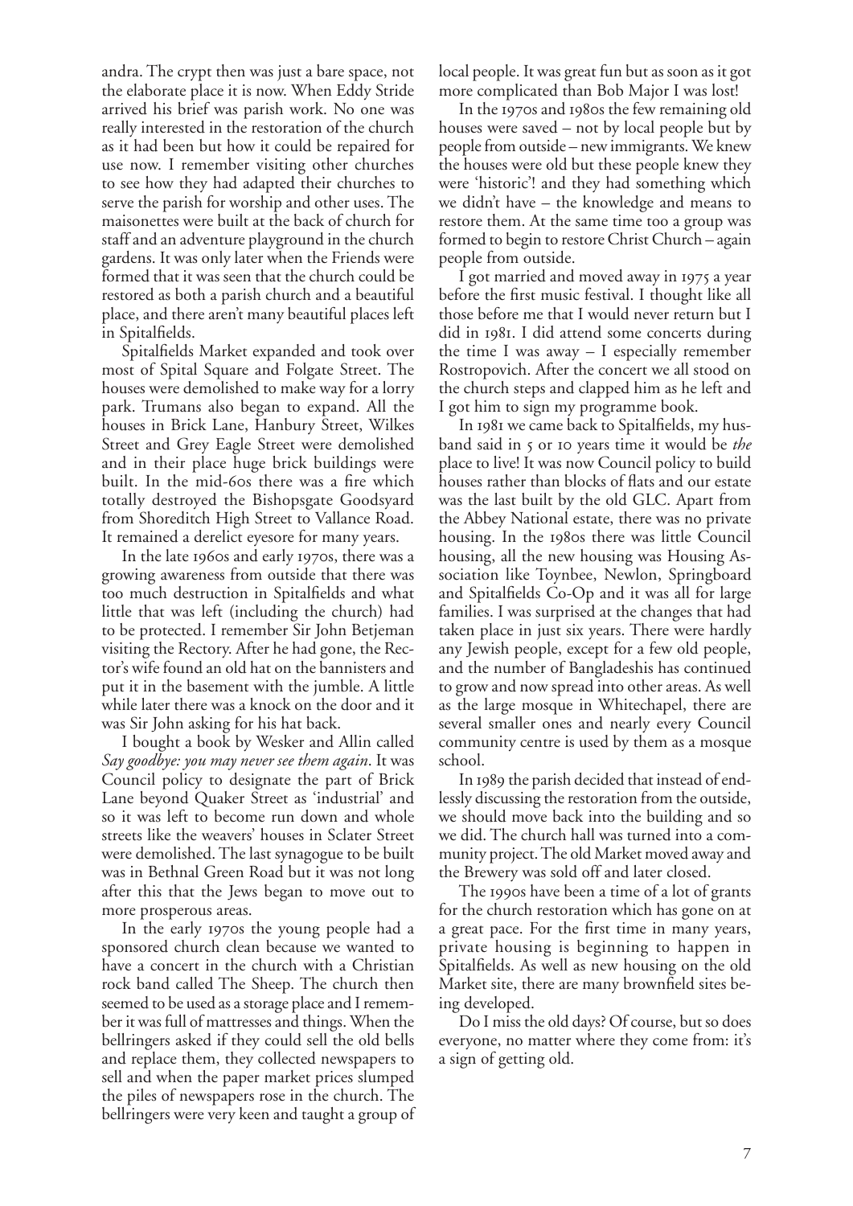andra. The crypt then was just a bare space, not the elaborate place it is now. When Eddy Stride arrived his brief was parish work. No one was really interested in the restoration of the church as it had been but how it could be repaired for use now. I remember visiting other churches to see how they had adapted their churches to serve the parish for worship and other uses. The maisonettes were built at the back of church for staff and an adventure playground in the church gardens. It was only later when the Friends were formed that it was seen that the church could be restored as both a parish church and a beautiful place, and there aren't many beautiful places left in Spitalfields.

Spitalfields Market expanded and took over most of Spital Square and Folgate Street. The houses were demolished to make way for a lorry park. Trumans also began to expand. All the houses in Brick Lane, Hanbury Street, Wilkes Street and Grey Eagle Street were demolished and in their place huge brick buildings were built. In the mid-60s there was a fire which totally destroyed the Bishopsgate Goodsyard from Shoreditch High Street to Vallance Road. It remained a derelict eyesore for many years.

In the late 1960s and early 1970s, there was a growing awareness from outside that there was too much destruction in Spitalfields and what little that was left (including the church) had to be protected. I remember Sir John Betjeman visiting the Rectory. After he had gone, the Rector's wife found an old hat on the bannisters and put it in the basement with the jumble. A little while later there was a knock on the door and it was Sir John asking for his hat back.

I bought a book by Wesker and Allin called *Say goodbye: you may never see them again*. It was Council policy to designate the part of Brick Lane beyond Quaker Street as 'industrial' and so it was left to become run down and whole streets like the weavers' houses in Sclater Street were demolished. The last synagogue to be built was in Bethnal Green Road but it was not long after this that the Jews began to move out to more prosperous areas.

In the early 1970s the young people had a sponsored church clean because we wanted to have a concert in the church with a Christian rock band called The Sheep. The church then seemed to be used as a storage place and I remember it was full of mattresses and things. When the bellringers asked if they could sell the old bells and replace them, they collected newspapers to sell and when the paper market prices slumped the piles of newspapers rose in the church. The bellringers were very keen and taught a group of local people. It was great fun but as soon as it got more complicated than Bob Major I was lost!

In the 1970s and 1980s the few remaining old houses were saved – not by local people but by people from outside – new immigrants. We knew the houses were old but these people knew they were 'historic'! and they had something which we didn't have – the knowledge and means to restore them. At the same time too a group was formed to begin to restore Christ Church – again people from outside.

I got married and moved away in 1975 a year before the first music festival. I thought like all those before me that I would never return but I did in 1981. I did attend some concerts during the time I was away – I especially remember Rostropovich. After the concert we all stood on the church steps and clapped him as he left and I got him to sign my programme book.

In 1981 we came back to Spitalfields, my husband said in 5 or 10 years time it would be *the* place to live! It was now Council policy to build houses rather than blocks of flats and our estate was the last built by the old GLC. Apart from the Abbey National estate, there was no private housing. In the 1980s there was little Council housing, all the new housing was Housing Association like Toynbee, Newlon, Springboard and Spitalfields Co-Op and it was all for large families. I was surprised at the changes that had taken place in just six years. There were hardly any Jewish people, except for a few old people, and the number of Bangladeshis has continued to grow and now spread into other areas. As well as the large mosque in Whitechapel, there are several smaller ones and nearly every Council community centre is used by them as a mosque school.

In 1989 the parish decided that instead of endlessly discussing the restoration from the outside, we should move back into the building and so we did. The church hall was turned into a community project. The old Market moved away and the Brewery was sold off and later closed.

The 1990s have been a time of a lot of grants for the church restoration which has gone on at a great pace. For the first time in many years, private housing is beginning to happen in Spitalfields. As well as new housing on the old Market site, there are many brownfield sites being developed.

Do I miss the old days? Of course, but so does everyone, no matter where they come from: it's a sign of getting old.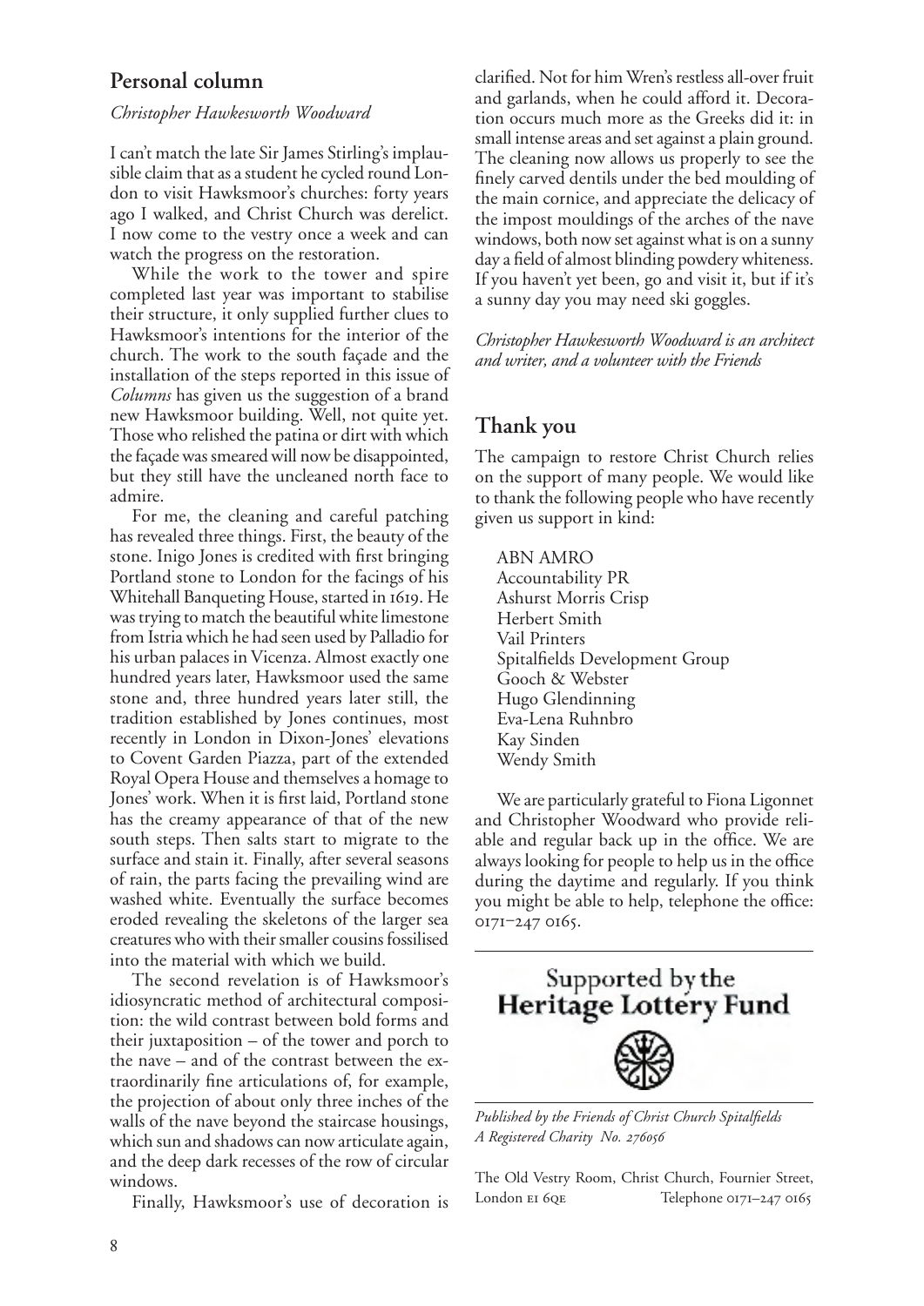## Personal column

*Christopher Hawkesworth Woodward*

I can't match the late Sir James Stirling's implausible claim that as a student he cycled round London to visit Hawksmoor's churches: forty years ago I walked, and Christ Church was derelict. I now come to the vestry once a week and can watch the progress on the restoration.

While the work to the tower and spire completed last year was important to stabilise their structure, it only supplied further clues to Hawksmoor's intentions for the interior of the church. The work to the south façade and the installation of the steps reported in this issue of *Columns* has given us the suggestion of a brand new Hawksmoor building. Well, not quite yet. Those who relished the patina or dirt with which the façade was smeared will now be disappointed, but they still have the uncleaned north face to admire.

For me, the cleaning and careful patching has revealed three things. First, the beauty of the stone. Inigo Jones is credited with first bringing Portland stone to London for the facings of his Whitehall Banqueting House, started in 1619. He was trying to match the beautiful white limestone from Istria which he had seen used by Palladio for his urban palaces in Vicenza. Almost exactly one hundred years later, Hawksmoor used the same stone and, three hundred years later still, the tradition established by Jones continues, most recently in London in Dixon-Jones' elevations to Covent Garden Piazza, part of the extended Royal Opera House and themselves a homage to Jones' work. When it is first laid, Portland stone has the creamy appearance of that of the new south steps. Then salts start to migrate to the surface and stain it. Finally, after several seasons of rain, the parts facing the prevailing wind are washed white. Eventually the surface becomes eroded revealing the skeletons of the larger sea creatures who with their smaller cousins fossilised into the material with which we build.

The second revelation is of Hawksmoor's idiosyncratic method of architectural composition: the wild contrast between bold forms and their juxtaposition – of the tower and porch to the nave – and of the contrast between the extraordinarily fine articulations of, for example, the projection of about only three inches of the walls of the nave beyond the staircase housings, which sun and shadows can now articulate again, and the deep dark recesses of the row of circular windows.

Finally, Hawksmoor's use of decoration is clarified. Not for him Wren's restless all-over fruit and garlands, when he could afford it. Decoration occurs much more as the Greeks did it: in small intense areas and set against a plain ground. The cleaning now allows us properly to see the finely carved dentils under the bed moulding of the main cornice, and appreciate the delicacy of the impost mouldings of the arches of the nave windows, both now set against what is on a sunny day a field of almost blinding powdery whiteness. If you haven't yet been, go and visit it, but if it's a sunny day you may need ski goggles.

*Christopher Hawkesworth Woodward is an architect and writer, and a volunteer with the Friends*

## Thank you

The campaign to restore Christ Church relies on the support of many people. We would like to thank the following people who have recently given us support in kind:

ABN AMRO
Accountability PR
Ashurst Morris Crisp
Herbert Smith
Vail Printers
Spitalfields Development Group
Gooch & Webster
Hugo Glendinning
Eva-Lena Ruhnbro
Kay Sinden
Wendy Smith

We are particularly grateful to Fiona Ligonnet and Christopher Woodward who provide reliable and regular back up in the office. We are always looking for people to help us in the office during the daytime and regularly. If you think you might be able to help, telephone the office: 0171–247 0165.

Supported by the
**Heritage Lottery Fund**

*Published by the Friends of Christ Church Spitalfields*
*A Registered Charity No. 276056*

The Old Vestry Room, Christ Church, Fournier Street, London E1 6QE Telephone 0171–247 0165